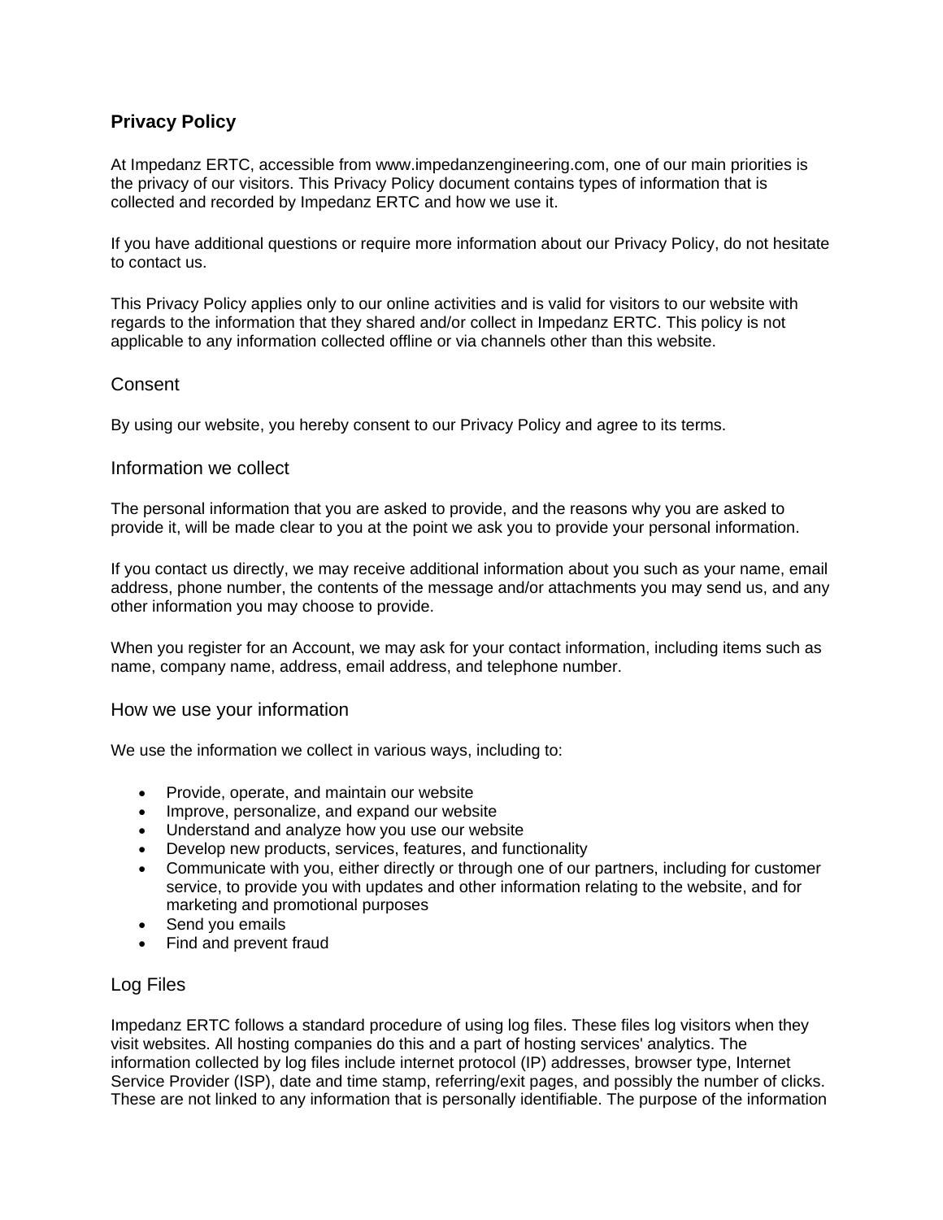# Privacy Policy

At Impedanz ERTC, accessible from www.impedanzengineering.com, one of our main priorities is the privacy of our visitors. This Privacy Policy document contains types of information that is collected and recorded by Impedanz ERTC and how we use it.

If you have additional questions or require more information about our Privacy Policy, do not hesitate to contact us.

This Privacy Policy applies only to our online activities and is valid for visitors to our website with regards to the information that they shared and/or collect in Impedanz ERTC. This policy is not applicable to any information collected offline or via channels other than this website.

## Consent

By using our website, you hereby consent to our Privacy Policy and agree to its terms.

## Information we collect

The personal information that you are asked to provide, and the reasons why you are asked to provide it, will be made clear to you at the point we ask you to provide your personal information.

If you contact us directly, we may receive additional information about you such as your name, email address, phone number, the contents of the message and/or attachments you may send us, and any other information you may choose to provide.

When you register for an Account, we may ask for your contact information, including items such as name, company name, address, email address, and telephone number.

## How we use your information

We use the information we collect in various ways, including to:

- Provide, operate, and maintain our website
- Improve, personalize, and expand our website
- Understand and analyze how you use our website
- Develop new products, services, features, and functionality
- Communicate with you, either directly or through one of our partners, including for customer service, to provide you with updates and other information relating to the website, and for marketing and promotional purposes
- Send you emails
- Find and prevent fraud

## Log Files

Impedanz ERTC follows a standard procedure of using log files. These files log visitors when they visit websites. All hosting companies do this and a part of hosting services' analytics. The information collected by log files include internet protocol (IP) addresses, browser type, Internet Service Provider (ISP), date and time stamp, referring/exit pages, and possibly the number of clicks. These are not linked to any information that is personally identifiable. The purpose of the information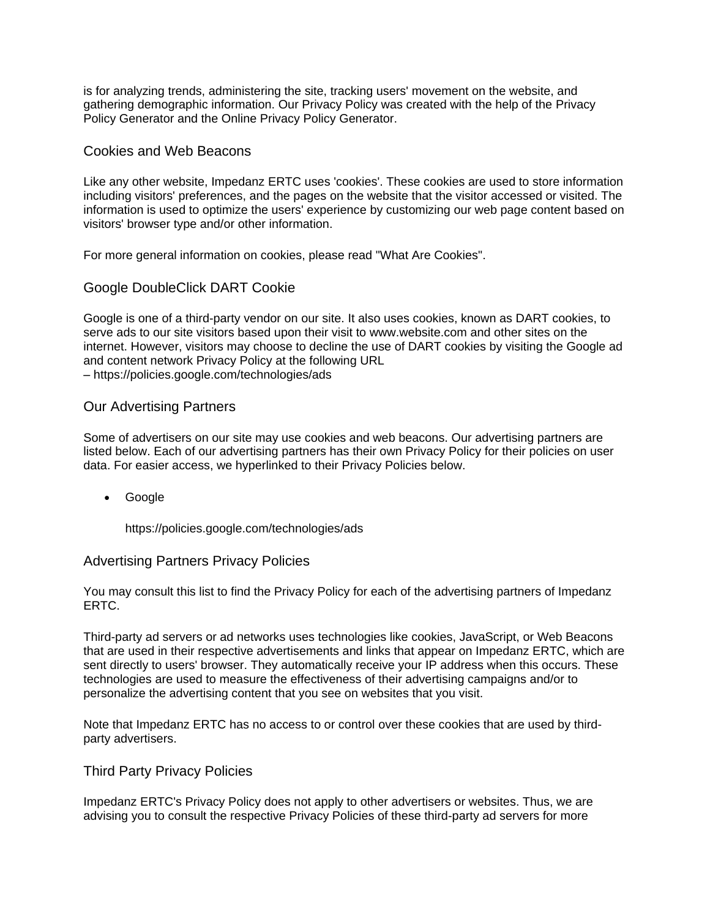is for analyzing trends, administering the site, tracking users' movement on the website, and gathering demographic information. Our Privacy Policy was created with the help of the Privacy Policy Generator and the Online Privacy Policy Generator.

## Cookies and Web Beacons

Like any other website, Impedanz ERTC uses 'cookies'. These cookies are used to store information including visitors' preferences, and the pages on the website that the visitor accessed or visited. The information is used to optimize the users' experience by customizing our web page content based on visitors' browser type and/or other information.

For more general information on cookies, please read "What Are Cookies".

## Google DoubleClick DART Cookie

Google is one of a third-party vendor on our site. It also uses cookies, known as DART cookies, to serve ads to our site visitors based upon their visit to www.website.com and other sites on the internet. However, visitors may choose to decline the use of DART cookies by visiting the Google ad and content network Privacy Policy at the following URL
– https://policies.google.com/technologies/ads

## Our Advertising Partners

Some of advertisers on our site may use cookies and web beacons. Our advertising partners are listed below. Each of our advertising partners has their own Privacy Policy for their policies on user data. For easier access, we hyperlinked to their Privacy Policies below.

- Google

  https://policies.google.com/technologies/ads

## Advertising Partners Privacy Policies

You may consult this list to find the Privacy Policy for each of the advertising partners of Impedanz ERTC.

Third-party ad servers or ad networks uses technologies like cookies, JavaScript, or Web Beacons that are used in their respective advertisements and links that appear on Impedanz ERTC, which are sent directly to users' browser. They automatically receive your IP address when this occurs. These technologies are used to measure the effectiveness of their advertising campaigns and/or to personalize the advertising content that you see on websites that you visit.

Note that Impedanz ERTC has no access to or control over these cookies that are used by third-party advertisers.

## Third Party Privacy Policies

Impedanz ERTC's Privacy Policy does not apply to other advertisers or websites. Thus, we are advising you to consult the respective Privacy Policies of these third-party ad servers for more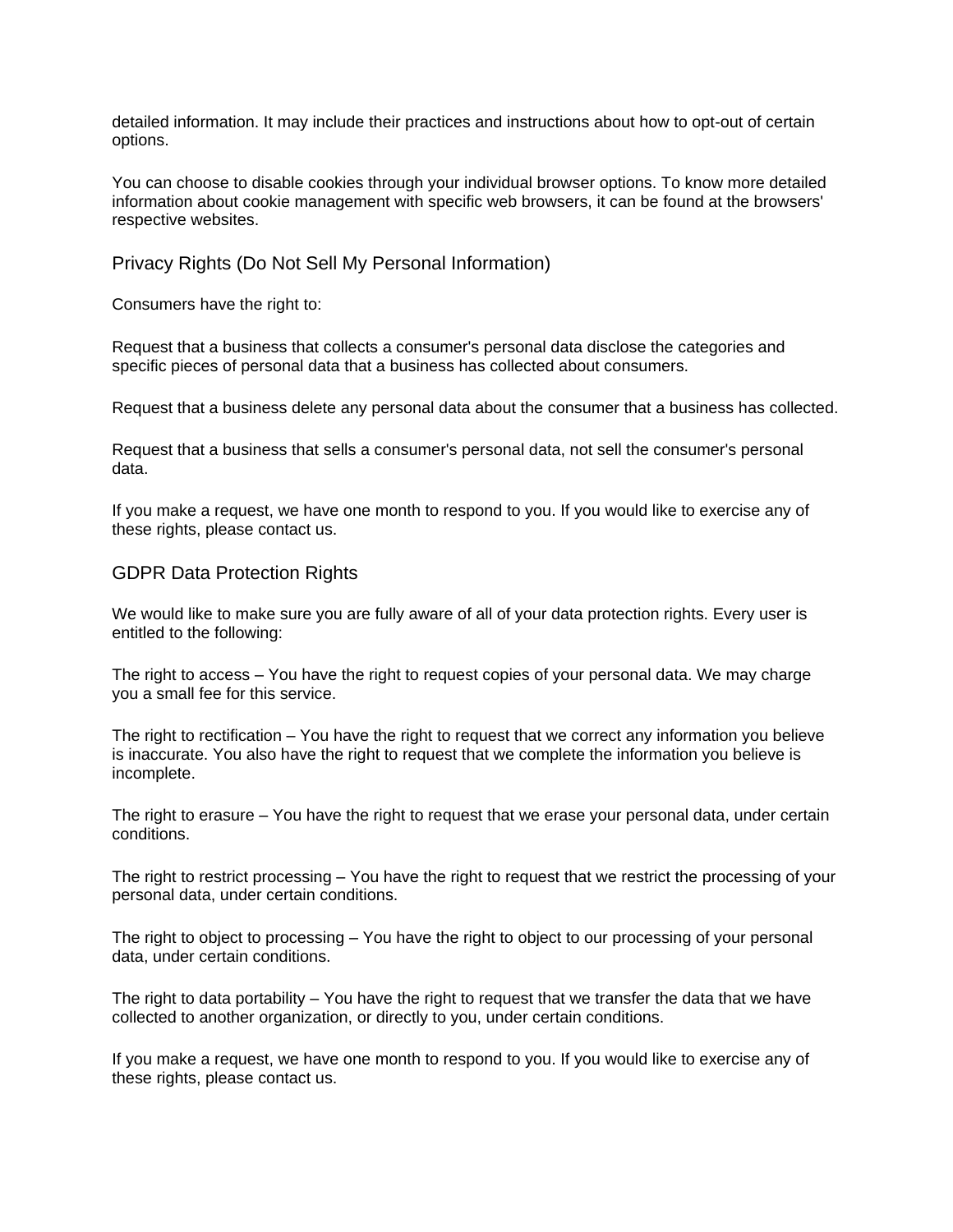detailed information. It may include their practices and instructions about how to opt-out of certain options.

You can choose to disable cookies through your individual browser options. To know more detailed information about cookie management with specific web browsers, it can be found at the browsers' respective websites.

## Privacy Rights (Do Not Sell My Personal Information)

Consumers have the right to:

Request that a business that collects a consumer's personal data disclose the categories and specific pieces of personal data that a business has collected about consumers.

Request that a business delete any personal data about the consumer that a business has collected.

Request that a business that sells a consumer's personal data, not sell the consumer's personal data.

If you make a request, we have one month to respond to you. If you would like to exercise any of these rights, please contact us.

## GDPR Data Protection Rights

We would like to make sure you are fully aware of all of your data protection rights. Every user is entitled to the following:

The right to access – You have the right to request copies of your personal data. We may charge you a small fee for this service.

The right to rectification – You have the right to request that we correct any information you believe is inaccurate. You also have the right to request that we complete the information you believe is incomplete.

The right to erasure – You have the right to request that we erase your personal data, under certain conditions.

The right to restrict processing – You have the right to request that we restrict the processing of your personal data, under certain conditions.

The right to object to processing – You have the right to object to our processing of your personal data, under certain conditions.

The right to data portability – You have the right to request that we transfer the data that we have collected to another organization, or directly to you, under certain conditions.

If you make a request, we have one month to respond to you. If you would like to exercise any of these rights, please contact us.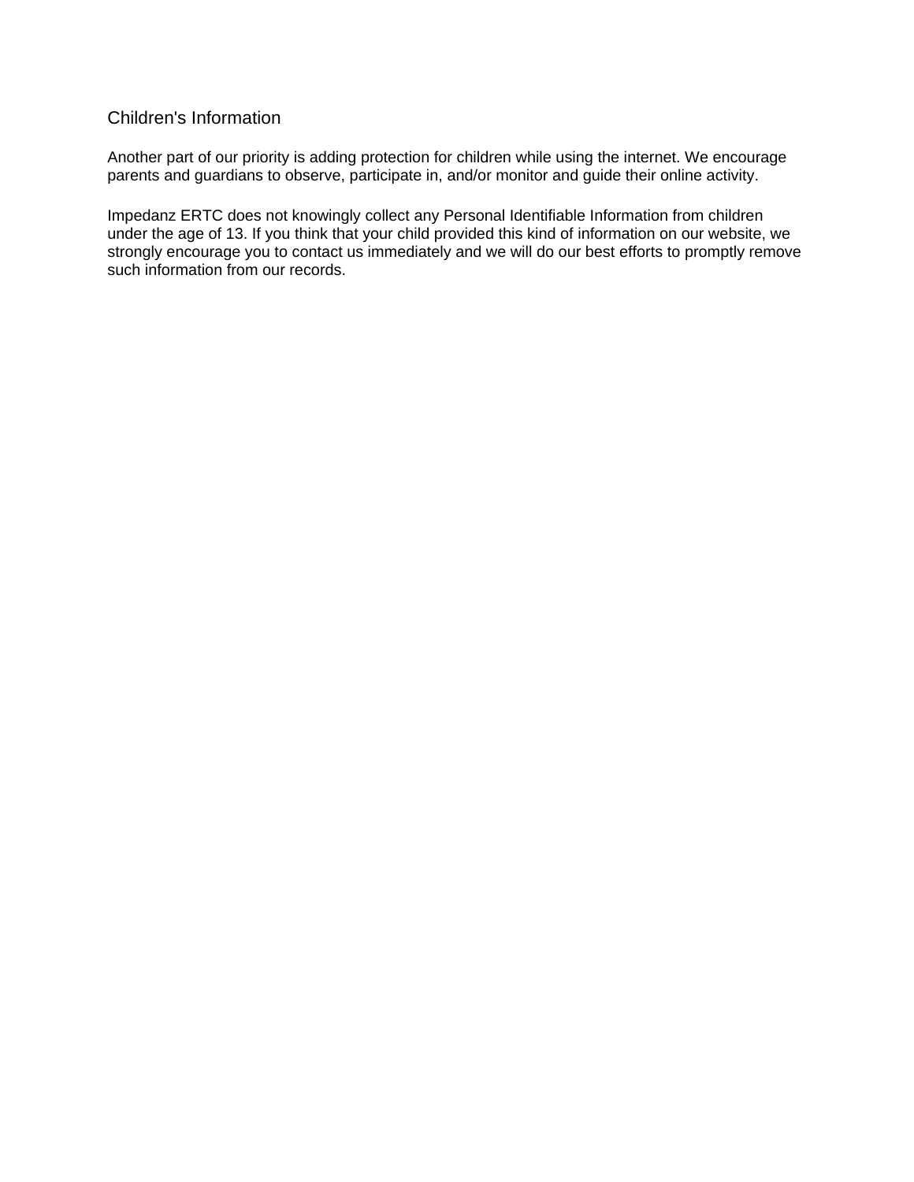## Children's Information

Another part of our priority is adding protection for children while using the internet. We encourage parents and guardians to observe, participate in, and/or monitor and guide their online activity.

Impedanz ERTC does not knowingly collect any Personal Identifiable Information from children under the age of 13. If you think that your child provided this kind of information on our website, we strongly encourage you to contact us immediately and we will do our best efforts to promptly remove such information from our records.